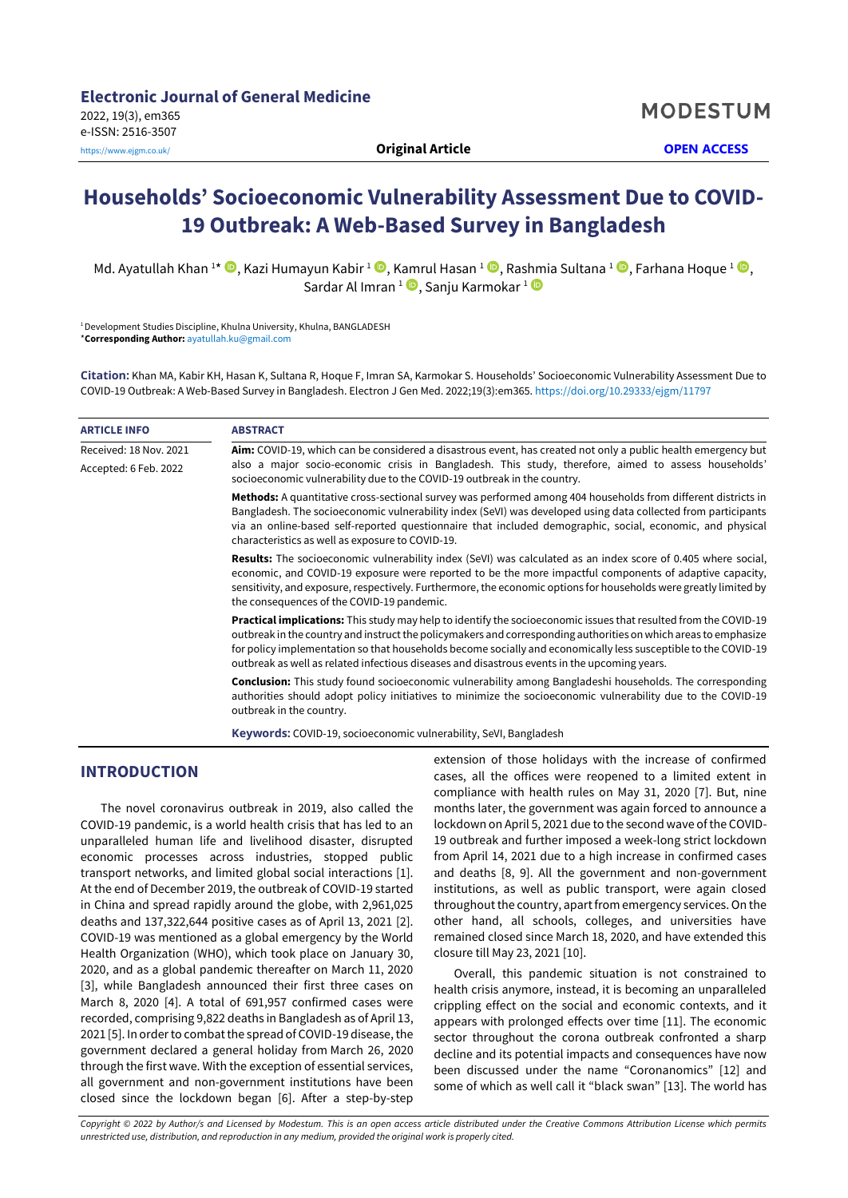# Households' Socioeconomic Vulnerability Assessment Due to COVID-19 Outbreak: A Web-Based Survey in Bangladesh

Md. Ayatullah Khan [1*], Kazi Humayun Kabir [1], Kamrul Hasan [1], Rashmia Sultana [1], Farhana Hoque [1], Sardar Al Imran [1], Sanju Karmokar [1]

[1] Development Studies Discipline, Khulna University, Khulna, BANGLADESH

*Corresponding Author: ayatullah.ku@gmail.com

**Citation:** Khan MA, Kabir KH, Hasan K, Sultana R, Hoque F, Imran SA, Karmokar S. Households' Socioeconomic Vulnerability Assessment Due to COVID-19 Outbreak: A Web-Based Survey in Bangladesh. Electron J Gen Med. 2022;19(3):em365. https://doi.org/10.29333/ejgm/11797

**ARTICLE INFO**

Received: 18 Nov. 2021

Accepted: 6 Feb. 2022

**ABSTRACT**

**Aim:** COVID-19, which can be considered a disastrous event, has created not only a public health emergency but also a major socio-economic crisis in Bangladesh. This study, therefore, aimed to assess households' socioeconomic vulnerability due to the COVID-19 outbreak in the country.

**Methods:** A quantitative cross-sectional survey was performed among 404 households from different districts in Bangladesh. The socioeconomic vulnerability index (SeVI) was developed using data collected from participants via an online-based self-reported questionnaire that included demographic, social, economic, and physical characteristics as well as exposure to COVID-19.

**Results:** The socioeconomic vulnerability index (SeVI) was calculated as an index score of 0.405 where social, economic, and COVID-19 exposure were reported to be the more impactful components of adaptive capacity, sensitivity, and exposure, respectively. Furthermore, the economic options for households were greatly limited by the consequences of the COVID-19 pandemic.

**Practical implications:** This study may help to identify the socioeconomic issues that resulted from the COVID-19 outbreak in the country and instruct the policymakers and corresponding authorities on which areas to emphasize for policy implementation so that households become socially and economically less susceptible to the COVID-19 outbreak as well as related infectious diseases and disastrous events in the upcoming years.

**Conclusion:** This study found socioeconomic vulnerability among Bangladeshi households. The corresponding authorities should adopt policy initiatives to minimize the socioeconomic vulnerability due to the COVID-19 outbreak in the country.

**Keywords:** COVID-19, socioeconomic vulnerability, SeVI, Bangladesh

## INTRODUCTION

The novel coronavirus outbreak in 2019, also called the COVID-19 pandemic, is a world health crisis that has led to an unparalleled human life and livelihood disaster, disrupted economic processes across industries, stopped public transport networks, and limited global social interactions [1]. At the end of December 2019, the outbreak of COVID-19 started in China and spread rapidly around the globe, with 2,961,025 deaths and 137,322,644 positive cases as of April 13, 2021 [2]. COVID-19 was mentioned as a global emergency by the World Health Organization (WHO), which took place on January 30, 2020, and as a global pandemic thereafter on March 11, 2020 [3], while Bangladesh announced their first three cases on March 8, 2020 [4]. A total of 691,957 confirmed cases were recorded, comprising 9,822 deaths in Bangladesh as of April 13, 2021 [5]. In order to combat the spread of COVID-19 disease, the government declared a general holiday from March 26, 2020 through the first wave. With the exception of essential services, all government and non-government institutions have been closed since the lockdown began [6]. After a step-by-step extension of those holidays with the increase of confirmed cases, all the offices were reopened to a limited extent in compliance with health rules on May 31, 2020 [7]. But, nine months later, the government was again forced to announce a lockdown on April 5, 2021 due to the second wave of the COVID-19 outbreak and further imposed a week-long strict lockdown from April 14, 2021 due to a high increase in confirmed cases and deaths [8, 9]. All the government and non-government institutions, as well as public transport, were again closed throughout the country, apart from emergency services. On the other hand, all schools, colleges, and universities have remained closed since March 18, 2020, and have extended this closure till May 23, 2021 [10].

Overall, this pandemic situation is not constrained to health crisis anymore, instead, it is becoming an unparalleled crippling effect on the social and economic contexts, and it appears with prolonged effects over time [11]. The economic sector throughout the corona outbreak confronted a sharp decline and its potential impacts and consequences have now been discussed under the name "Coronanomics" [12] and some of which as well call it "black swan" [13]. The world has

*Copyright © 2022 by Author/s and Licensed by Modestum. This is an open access article distributed under the Creative Commons Attribution License which permits unrestricted use, distribution, and reproduction in any medium, provided the original work is properly cited.*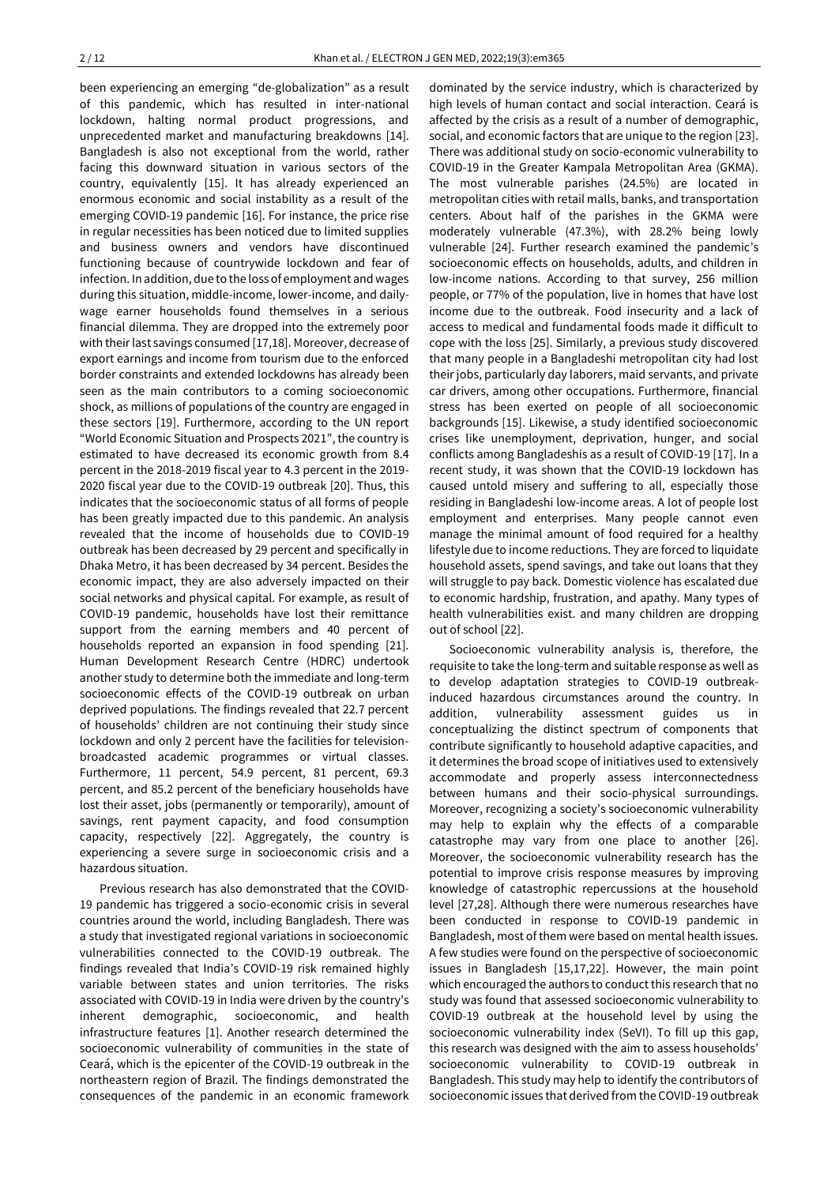been experiencing an emerging "de-globalization" as a result of this pandemic, which has resulted in inter-national lockdown, halting normal product progressions, and unprecedented market and manufacturing breakdowns [14]. Bangladesh is also not exceptional from the world, rather facing this downward situation in various sectors of the country, equivalently [15]. It has already experienced an enormous economic and social instability as a result of the emerging COVID-19 pandemic [16]. For instance, the price rise in regular necessities has been noticed due to limited supplies and business owners and vendors have discontinued functioning because of countrywide lockdown and fear of infection. In addition, due to the loss of employment and wages during this situation, middle-income, lower-income, and daily-wage earner households found themselves in a serious financial dilemma. They are dropped into the extremely poor with their last savings consumed [17,18]. Moreover, decrease of export earnings and income from tourism due to the enforced border constraints and extended lockdowns has already been seen as the main contributors to a coming socioeconomic shock, as millions of populations of the country are engaged in these sectors [19]. Furthermore, according to the UN report "World Economic Situation and Prospects 2021", the country is estimated to have decreased its economic growth from 8.4 percent in the 2018-2019 fiscal year to 4.3 percent in the 2019-2020 fiscal year due to the COVID-19 outbreak [20]. Thus, this indicates that the socioeconomic status of all forms of people has been greatly impacted due to this pandemic. An analysis revealed that the income of households due to COVID-19 outbreak has been decreased by 29 percent and specifically in Dhaka Metro, it has been decreased by 34 percent. Besides the economic impact, they are also adversely impacted on their social networks and physical capital. For example, as result of COVID-19 pandemic, households have lost their remittance support from the earning members and 40 percent of households reported an expansion in food spending [21]. Human Development Research Centre (HDRC) undertook another study to determine both the immediate and long-term socioeconomic effects of the COVID-19 outbreak on urban deprived populations. The findings revealed that 22.7 percent of households' children are not continuing their study since lockdown and only 2 percent have the facilities for television-broadcasted academic programmes or virtual classes. Furthermore, 11 percent, 54.9 percent, 81 percent, 69.3 percent, and 85.2 percent of the beneficiary households have lost their asset, jobs (permanently or temporarily), amount of savings, rent payment capacity, and food consumption capacity, respectively [22]. Aggregately, the country is experiencing a severe surge in socioeconomic crisis and a hazardous situation.

Previous research has also demonstrated that the COVID-19 pandemic has triggered a socio-economic crisis in several countries around the world, including Bangladesh. There was a study that investigated regional variations in socioeconomic vulnerabilities connected to the COVID-19 outbreak. The findings revealed that India's COVID-19 risk remained highly variable between states and union territories. The risks associated with COVID-19 in India were driven by the country's inherent demographic, socioeconomic, and health infrastructure features [1]. Another research determined the socioeconomic vulnerability of communities in the state of Ceará, which is the epicenter of the COVID-19 outbreak in the northeastern region of Brazil. The findings demonstrated the consequences of the pandemic in an economic framework dominated by the service industry, which is characterized by high levels of human contact and social interaction. Ceará is affected by the crisis as a result of a number of demographic, social, and economic factors that are unique to the region [23]. There was additional study on socio-economic vulnerability to COVID-19 in the Greater Kampala Metropolitan Area (GKMA). The most vulnerable parishes (24.5%) are located in metropolitan cities with retail malls, banks, and transportation centers. About half of the parishes in the GKMA were moderately vulnerable (47.3%), with 28.2% being lowly vulnerable [24]. Further research examined the pandemic's socioeconomic effects on households, adults, and children in low-income nations. According to that survey, 256 million people, or 77% of the population, live in homes that have lost income due to the outbreak. Food insecurity and a lack of access to medical and fundamental foods made it difficult to cope with the loss [25]. Similarly, a previous study discovered that many people in a Bangladeshi metropolitan city had lost their jobs, particularly day laborers, maid servants, and private car drivers, among other occupations. Furthermore, financial stress has been exerted on people of all socioeconomic backgrounds [15]. Likewise, a study identified socioeconomic crises like unemployment, deprivation, hunger, and social conflicts among Bangladeshis as a result of COVID-19 [17]. In a recent study, it was shown that the COVID-19 lockdown has caused untold misery and suffering to all, especially those residing in Bangladeshi low-income areas. A lot of people lost employment and enterprises. Many people cannot even manage the minimal amount of food required for a healthy lifestyle due to income reductions. They are forced to liquidate household assets, spend savings, and take out loans that they will struggle to pay back. Domestic violence has escalated due to economic hardship, frustration, and apathy. Many types of health vulnerabilities exist. and many children are dropping out of school [22].

Socioeconomic vulnerability analysis is, therefore, the requisite to take the long-term and suitable response as well as to develop adaptation strategies to COVID-19 outbreak-induced hazardous circumstances around the country. In addition, vulnerability assessment guides us in conceptualizing the distinct spectrum of components that contribute significantly to household adaptive capacities, and it determines the broad scope of initiatives used to extensively accommodate and properly assess interconnectedness between humans and their socio-physical surroundings. Moreover, recognizing a society's socioeconomic vulnerability may help to explain why the effects of a comparable catastrophe may vary from one place to another [26]. Moreover, the socioeconomic vulnerability research has the potential to improve crisis response measures by improving knowledge of catastrophic repercussions at the household level [27,28]. Although there were numerous researches have been conducted in response to COVID-19 pandemic in Bangladesh, most of them were based on mental health issues. A few studies were found on the perspective of socioeconomic issues in Bangladesh [15,17,22]. However, the main point which encouraged the authors to conduct this research that no study was found that assessed socioeconomic vulnerability to COVID-19 outbreak at the household level by using the socioeconomic vulnerability index (SeVI). To fill up this gap, this research was designed with the aim to assess households' socioeconomic vulnerability to COVID-19 outbreak in Bangladesh. This study may help to identify the contributors of socioeconomic issues that derived from the COVID-19 outbreak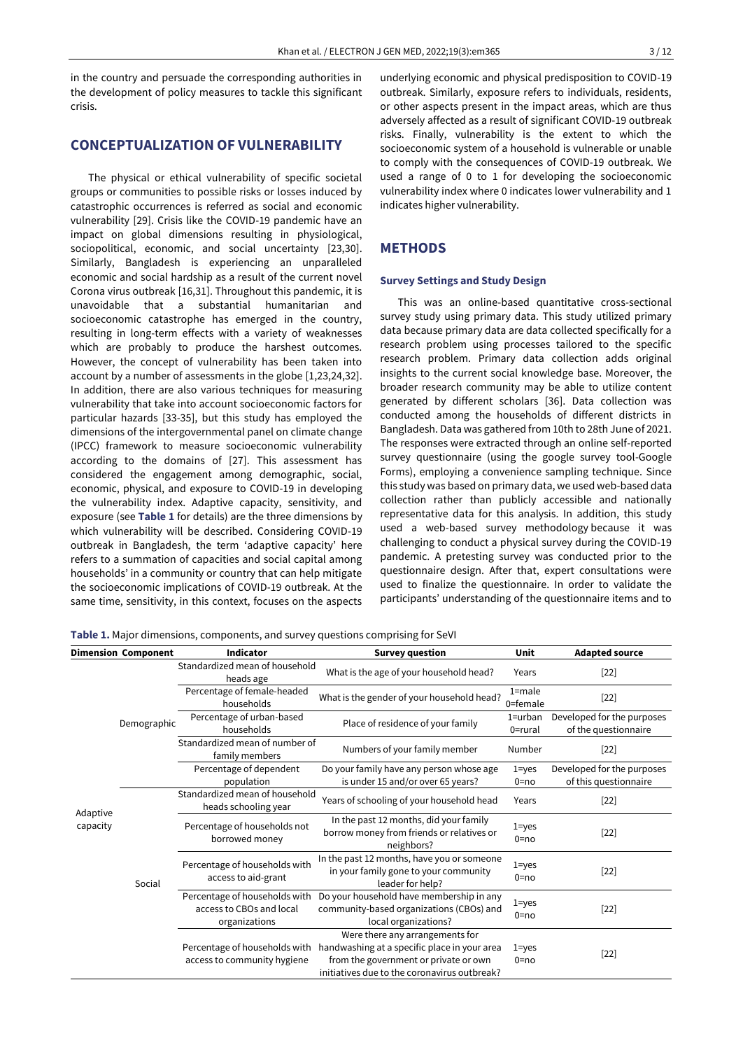in the country and persuade the corresponding authorities in the development of policy measures to tackle this significant crisis.

## CONCEPTUALIZATION OF VULNERABILITY

The physical or ethical vulnerability of specific societal groups or communities to possible risks or losses induced by catastrophic occurrences is referred as social and economic vulnerability [29]. Crisis like the COVID-19 pandemic have an impact on global dimensions resulting in physiological, sociopolitical, economic, and social uncertainty [23,30]. Similarly, Bangladesh is experiencing an unparalleled economic and social hardship as a result of the current novel Corona virus outbreak [16,31]. Throughout this pandemic, it is unavoidable that a substantial humanitarian and socioeconomic catastrophe has emerged in the country, resulting in long-term effects with a variety of weaknesses which are probably to produce the harshest outcomes. However, the concept of vulnerability has been taken into account by a number of assessments in the globe [1,23,24,32]. In addition, there are also various techniques for measuring vulnerability that take into account socioeconomic factors for particular hazards [33-35], but this study has employed the dimensions of the intergovernmental panel on climate change (IPCC) framework to measure socioeconomic vulnerability according to the domains of [27]. This assessment has considered the engagement among demographic, social, economic, physical, and exposure to COVID-19 in developing the vulnerability index. Adaptive capacity, sensitivity, and exposure (see **Table 1** for details) are the three dimensions by which vulnerability will be described. Considering COVID-19 outbreak in Bangladesh, the term 'adaptive capacity' here refers to a summation of capacities and social capital among households' in a community or country that can help mitigate the socioeconomic implications of COVID-19 outbreak. At the same time, sensitivity, in this context, focuses on the aspects underlying economic and physical predisposition to COVID-19 outbreak. Similarly, exposure refers to individuals, residents, or other aspects present in the impact areas, which are thus adversely affected as a result of significant COVID-19 outbreak risks. Finally, vulnerability is the extent to which the socioeconomic system of a household is vulnerable or unable to comply with the consequences of COVID-19 outbreak. We used a range of 0 to 1 for developing the socioeconomic vulnerability index where 0 indicates lower vulnerability and 1 indicates higher vulnerability.

## METHODS

### Survey Settings and Study Design

This was an online-based quantitative cross-sectional survey study using primary data. This study utilized primary data because primary data are data collected specifically for a research problem using processes tailored to the specific research problem. Primary data collection adds original insights to the current social knowledge base. Moreover, the broader research community may be able to utilize content generated by different scholars [36]. Data collection was conducted among the households of different districts in Bangladesh. Data was gathered from 10th to 28th June of 2021. The responses were extracted through an online self-reported survey questionnaire (using the google survey tool-Google Forms), employing a convenience sampling technique. Since this study was based on primary data, we used web-based data collection rather than publicly accessible and nationally representative data for this analysis. In addition, this study used a web-based survey methodology because it was challenging to conduct a physical survey during the COVID-19 pandemic. A pretesting survey was conducted prior to the questionnaire design. After that, expert consultations were used to finalize the questionnaire. In order to validate the participants' understanding of the questionnaire items and to

**Table 1.** Major dimensions, components, and survey questions comprising for SeVI

| Dimension | Component | Indicator | Survey question | Unit | Adapted source |
|---|---|---|---|---|---|
| Adaptive capacity | Demographic | Standardized mean of household heads age | What is the age of your household head? | Years | [22] |
| | | Percentage of female-headed households | What is the gender of your household head? | 1=male 0=female | [22] |
| | | Percentage of urban-based households | Place of residence of your family | 1=urban 0=rural | Developed for the purposes of the questionnaire |
| | | Standardized mean of number of family members | Numbers of your family member | Number | [22] |
| | | Percentage of dependent population | Do your family have any person whose age is under 15 and/or over 65 years? | 1=yes 0=no | Developed for the purposes of this questionnaire |
| | Social | Standardized mean of household heads schooling year | Years of schooling of your household head | Years | [22] |
| | | Percentage of households not borrowed money | In the past 12 months, did your family borrow money from friends or relatives or neighbors? | 1=yes 0=no | [22] |
| | | Percentage of households with access to aid-grant | In the past 12 months, have you or someone in your family gone to your community leader for help? | 1=yes 0=no | [22] |
| | | Percentage of households with access to CBOs and local organizations | Do your household have membership in any community-based organizations (CBOs) and local organizations? | 1=yes 0=no | [22] |
| | | Percentage of households with access to community hygiene | Were there any arrangements for handwashing at a specific place in your area from the government or private or own initiatives due to the coronavirus outbreak? | 1=yes 0=no | [22] |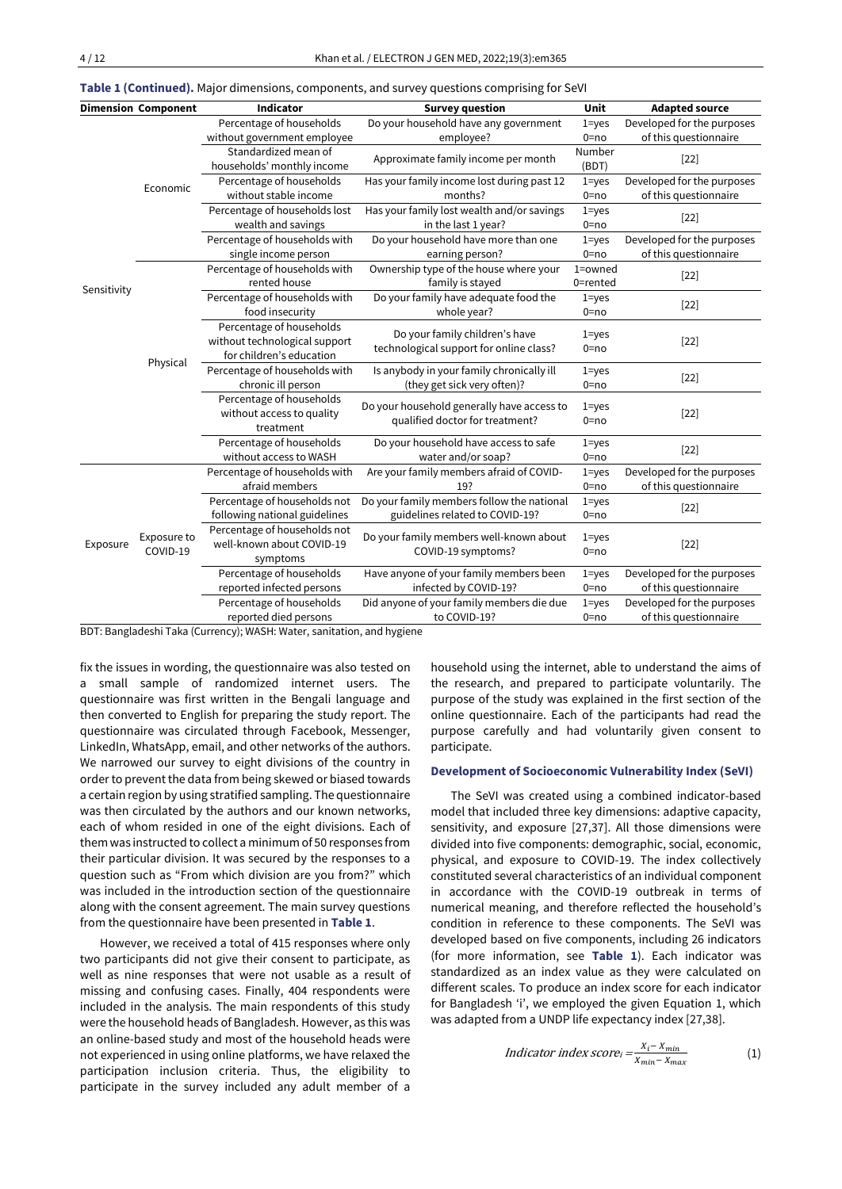**Table 1 (Continued).** Major dimensions, components, and survey questions comprising for SeVI

| Dimension | Component | Indicator | Survey question | Unit | Adapted source |
|---|---|---|---|---|---|
| Sensitivity | Economic | Percentage of households without government employee | Do your household have any government employee? | 1=yes 0=no | Developed for the purposes of this questionnaire |
| | | Standardized mean of households' monthly income | Approximate family income per month | Number (BDT) | [22] |
| | | Percentage of households without stable income | Has your family income lost during past 12 months? | 1=yes 0=no | Developed for the purposes of this questionnaire |
| | | Percentage of households lost wealth and savings | Has your family lost wealth and/or savings in the last 1 year? | 1=yes 0=no | [22] |
| | | Percentage of households with single income person | Do your household have more than one earning person? | 1=yes 0=no | Developed for the purposes of this questionnaire |
| | Physical | Percentage of households with rented house | Ownership type of the house where your family is stayed | 1=owned 0=rented | [22] |
| | | Percentage of households with food insecurity | Do your family have adequate food the whole year? | 1=yes 0=no | [22] |
| | | Percentage of households without technological support for children's education | Do your family children's have technological support for online class? | 1=yes 0=no | [22] |
| | | Percentage of households with chronic ill person | Is anybody in your family chronically ill (they get sick very often)? | 1=yes 0=no | [22] |
| | | Percentage of households without access to quality treatment | Do your household generally have access to qualified doctor for treatment? | 1=yes 0=no | [22] |
| | | Percentage of households without access to WASH | Do your household have access to safe water and/or soap? | 1=yes 0=no | [22] |
| Exposure | Exposure to COVID-19 | Percentage of households with afraid members | Are your family members afraid of COVID-19? | 1=yes 0=no | Developed for the purposes of this questionnaire |
| | | Percentage of households not following national guidelines | Do your family members follow the national guidelines related to COVID-19? | 1=yes 0=no | [22] |
| | | Percentage of households not well-known about COVID-19 symptoms | Do your family members well-known about COVID-19 symptoms? | 1=yes 0=no | [22] |
| | | Percentage of households reported infected persons | Have anyone of your family members been infected by COVID-19? | 1=yes 0=no | Developed for the purposes of this questionnaire |
| | | Percentage of households reported died persons | Did anyone of your family members die due to COVID-19? | 1=yes 0=no | Developed for the purposes of this questionnaire |

BDT: Bangladeshi Taka (Currency); WASH: Water, sanitation, and hygiene

fix the issues in wording, the questionnaire was also tested on a small sample of randomized internet users. The questionnaire was first written in the Bengali language and then converted to English for preparing the study report. The questionnaire was circulated through Facebook, Messenger, LinkedIn, WhatsApp, email, and other networks of the authors. We narrowed our survey to eight divisions of the country in order to prevent the data from being skewed or biased towards a certain region by using stratified sampling. The questionnaire was then circulated by the authors and our known networks, each of whom resided in one of the eight divisions. Each of them was instructed to collect a minimum of 50 responses from their particular division. It was secured by the responses to a question such as "From which division are you from?" which was included in the introduction section of the questionnaire along with the consent agreement. The main survey questions from the questionnaire have been presented in **Table 1**.

However, we received a total of 415 responses where only two participants did not give their consent to participate, as well as nine responses that were not usable as a result of missing and confusing cases. Finally, 404 respondents were included in the analysis. The main respondents of this study were the household heads of Bangladesh. However, as this was an online-based study and most of the household heads were not experienced in using online platforms, we have relaxed the participation inclusion criteria. Thus, the eligibility to participate in the survey included any adult member of a household using the internet, able to understand the aims of the research, and prepared to participate voluntarily. The purpose of the study was explained in the first section of the online questionnaire. Each of the participants had read the purpose carefully and had voluntarily given consent to participate.

### Development of Socioeconomic Vulnerability Index (SeVI)

The SeVI was created using a combined indicator-based model that included three key dimensions: adaptive capacity, sensitivity, and exposure [27,37]. All those dimensions were divided into five components: demographic, social, economic, physical, and exposure to COVID-19. The index collectively constituted several characteristics of an individual component in accordance with the COVID-19 outbreak in terms of numerical meaning, and therefore reflected the household's condition in reference to these components. The SeVI was developed based on five components, including 26 indicators (for more information, see **Table 1**). Each indicator was standardized as an index value as they were calculated on different scales. To produce an index score for each indicator for Bangladesh 'i', we employed the given Equation 1, which was adapted from a UNDP life expectancy index [27,38].

$$Indicator\ index\ score_i = \frac{X_i - X_{min}}{X_{min} - X_{max}} \tag{1}$$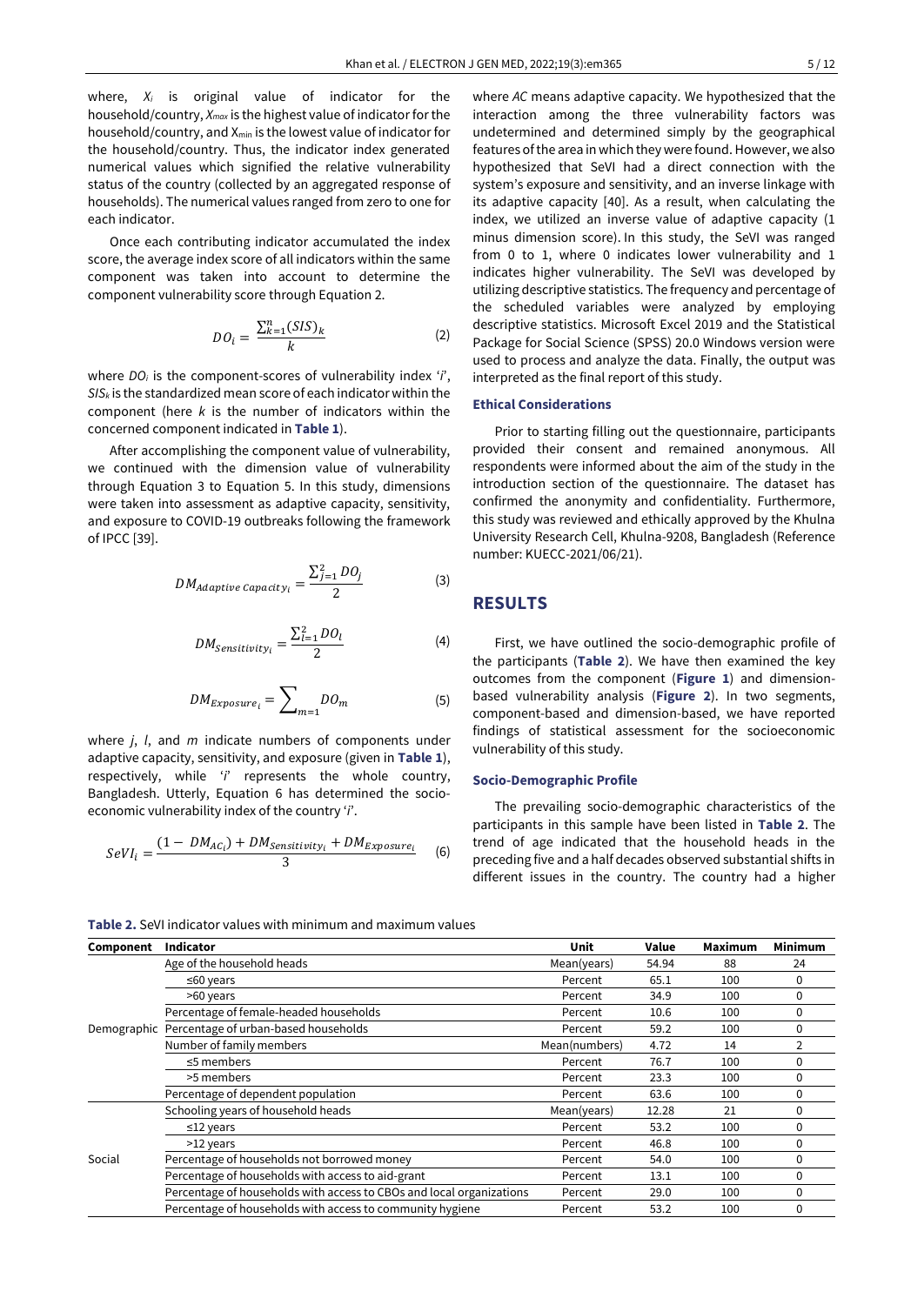where, $X_i$ is original value of indicator for the household/country, $X_{max}$ is the highest value of indicator for the household/country, and $X_{min}$ is the lowest value of indicator for the household/country. Thus, the indicator index generated numerical values which signified the relative vulnerability status of the country (collected by an aggregated response of households). The numerical values ranged from zero to one for each indicator.

Once each contributing indicator accumulated the index score, the average index score of all indicators within the same component was taken into account to determine the component vulnerability score through Equation 2.

$$DO_i = \frac{\sum_{k=1}^{n}(SIS)_k}{k} \tag{2}$$

where $DO_i$ is the component-scores of vulnerability index '$i$', $SIS_k$ is the standardized mean score of each indicator within the component (here $k$ is the number of indicators within the concerned component indicated in **Table 1**).

After accomplishing the component value of vulnerability, we continued with the dimension value of vulnerability through Equation 3 to Equation 5. In this study, dimensions were taken into assessment as adaptive capacity, sensitivity, and exposure to COVID-19 outbreaks following the framework of IPCC [39].

$$DM_{Adaptive\ Capacity_i} = \frac{\sum_{j=1}^{2} DO_j}{2} \tag{3}$$

$$DM_{Sensitivity_i} = \frac{\sum_{l=1}^{2} DO_l}{2} \tag{4}$$

$$DM_{Exposure_i} = \sum_{m=1} DO_m \tag{5}$$

where $j$, $l$, and $m$ indicate numbers of components under adaptive capacity, sensitivity, and exposure (given in **Table 1**), respectively, while '$i$' represents the whole country, Bangladesh. Utterly, Equation 6 has determined the socio-economic vulnerability index of the country '$i$'.

$$SeVI_i = \frac{(1 - DM_{AC_i}) + DM_{Sensitivity_i} + DM_{Exposure_i}}{3} \tag{6}$$

where *AC* means adaptive capacity. We hypothesized that the interaction among the three vulnerability factors was undetermined and determined simply by the geographical features of the area in which they were found. However, we also hypothesized that SeVI had a direct connection with the system's exposure and sensitivity, and an inverse linkage with its adaptive capacity [40]. As a result, when calculating the index, we utilized an inverse value of adaptive capacity (1 minus dimension score). In this study, the SeVI was ranged from 0 to 1, where 0 indicates lower vulnerability and 1 indicates higher vulnerability. The SeVI was developed by utilizing descriptive statistics. The frequency and percentage of the scheduled variables were analyzed by employing descriptive statistics. Microsoft Excel 2019 and the Statistical Package for Social Science (SPSS) 20.0 Windows version were used to process and analyze the data. Finally, the output was interpreted as the final report of this study.

### Ethical Considerations

Prior to starting filling out the questionnaire, participants provided their consent and remained anonymous. All respondents were informed about the aim of the study in the introduction section of the questionnaire. The dataset has confirmed the anonymity and confidentiality. Furthermore, this study was reviewed and ethically approved by the Khulna University Research Cell, Khulna-9208, Bangladesh (Reference number: KUECC-2021/06/21).

## RESULTS

First, we have outlined the socio-demographic profile of the participants (**Table 2**). We have then examined the key outcomes from the component (**Figure 1**) and dimension-based vulnerability analysis (**Figure 2**). In two segments, component-based and dimension-based, we have reported findings of statistical assessment for the socioeconomic vulnerability of this study.

### Socio-Demographic Profile

The prevailing socio-demographic characteristics of the participants in this sample have been listed in **Table 2**. The trend of age indicated that the household heads in the preceding five and a half decades observed substantial shifts in different issues in the country. The country had a higher

**Table 2.** SeVI indicator values with minimum and maximum values

| Component | Indicator | Unit | Value | Maximum | Minimum |
|---|---|---|---|---|---|
| Demographic | Age of the household heads | Mean(years) | 54.94 | 88 | 24 |
| | ≤60 years | Percent | 65.1 | 100 | 0 |
| | >60 years | Percent | 34.9 | 100 | 0 |
| | Percentage of female-headed households | Percent | 10.6 | 100 | 0 |
| | Percentage of urban-based households | Percent | 59.2 | 100 | 0 |
| | Number of family members | Mean(numbers) | 4.72 | 14 | 2 |
| | ≤5 members | Percent | 76.7 | 100 | 0 |
| | >5 members | Percent | 23.3 | 100 | 0 |
| | Percentage of dependent population | Percent | 63.6 | 100 | 0 |
| Social | Schooling years of household heads | Mean(years) | 12.28 | 21 | 0 |
| | ≤12 years | Percent | 53.2 | 100 | 0 |
| | >12 years | Percent | 46.8 | 100 | 0 |
| | Percentage of households not borrowed money | Percent | 54.0 | 100 | 0 |
| | Percentage of households with access to aid-grant | Percent | 13.1 | 100 | 0 |
| | Percentage of households with access to CBOs and local organizations | Percent | 29.0 | 100 | 0 |
| | Percentage of households with access to community hygiene | Percent | 53.2 | 100 | 0 |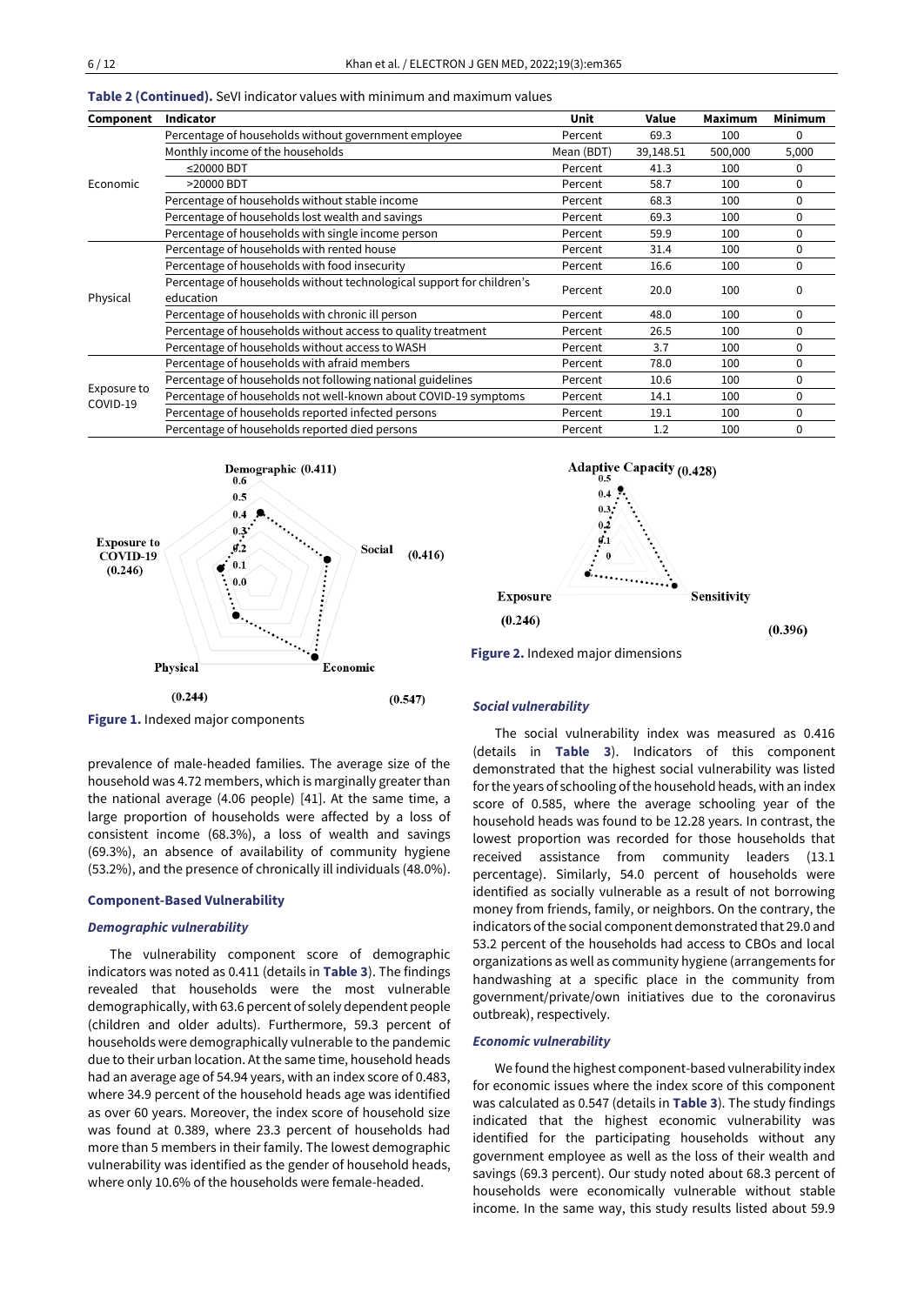**Table 2 (Continued).** SeVI indicator values with minimum and maximum values

| Component | Indicator | Unit | Value | Maximum | Minimum |
|---|---|---|---|---|---|
| Economic | Percentage of households without government employee | Percent | 69.3 | 100 | 0 |
| | Monthly income of the households | Mean (BDT) | 39,148.51 | 500,000 | 5,000 |
| | ≤20000 BDT | Percent | 41.3 | 100 | 0 |
| | >20000 BDT | Percent | 58.7 | 100 | 0 |
| | Percentage of households without stable income | Percent | 68.3 | 100 | 0 |
| | Percentage of households lost wealth and savings | Percent | 69.3 | 100 | 0 |
| | Percentage of households with single income person | Percent | 59.9 | 100 | 0 |
| Physical | Percentage of households with rented house | Percent | 31.4 | 100 | 0 |
| | Percentage of households with food insecurity | Percent | 16.6 | 100 | 0 |
| | Percentage of households without technological support for children's education | Percent | 20.0 | 100 | 0 |
| | Percentage of households with chronic ill person | Percent | 48.0 | 100 | 0 |
| | Percentage of households without access to quality treatment | Percent | 26.5 | 100 | 0 |
| | Percentage of households without access to WASH | Percent | 3.7 | 100 | 0 |
| Exposure to COVID-19 | Percentage of households with afraid members | Percent | 78.0 | 100 | 0 |
| | Percentage of households not following national guidelines | Percent | 10.6 | 100 | 0 |
| | Percentage of households not well-known about COVID-19 symptoms | Percent | 14.1 | 100 | 0 |
| | Percentage of households reported infected persons | Percent | 19.1 | 100 | 0 |
| | Percentage of households reported died persons | Percent | 1.2 | 100 | 0 |

Demographic (0.411), Social (0.416), Economic (0.547), Physical (0.244), Exposure to COVID-19 (0.246)

**Figure 1.** Indexed major components

Adaptive Capacity (0.428), Sensitivity (0.396), Exposure (0.246)

**Figure 2.** Indexed major dimensions

prevalence of male-headed families. The average size of the household was 4.72 members, which is marginally greater than the national average (4.06 people) [41]. At the same time, a large proportion of households were affected by a loss of consistent income (68.3%), a loss of wealth and savings (69.3%), an absence of availability of community hygiene (53.2%), and the presence of chronically ill individuals (48.0%).

### Component-Based Vulnerability

#### *Demographic vulnerability*

The vulnerability component score of demographic indicators was noted as 0.411 (details in **Table 3**). The findings revealed that households were the most vulnerable demographically, with 63.6 percent of solely dependent people (children and older adults). Furthermore, 59.3 percent of households were demographically vulnerable to the pandemic due to their urban location. At the same time, household heads had an average age of 54.94 years, with an index score of 0.483, where 34.9 percent of the household heads age was identified as over 60 years. Moreover, the index score of household size was found at 0.389, where 23.3 percent of households had more than 5 members in their family. The lowest demographic vulnerability was identified as the gender of household heads, where only 10.6% of the households were female-headed.

#### *Social vulnerability*

The social vulnerability index was measured as 0.416 (details in **Table 3**). Indicators of this component demonstrated that the highest social vulnerability was listed for the years of schooling of the household heads, with an index score of 0.585, where the average schooling year of the household heads was found to be 12.28 years. In contrast, the lowest proportion was recorded for those households that received assistance from community leaders (13.1 percentage). Similarly, 54.0 percent of households were identified as socially vulnerable as a result of not borrowing money from friends, family, or neighbors. On the contrary, the indicators of the social component demonstrated that 29.0 and 53.2 percent of the households had access to CBOs and local organizations as well as community hygiene (arrangements for handwashing at a specific place in the community from government/private/own initiatives due to the coronavirus outbreak), respectively.

#### *Economic vulnerability*

We found the highest component-based vulnerability index for economic issues where the index score of this component was calculated as 0.547 (details in **Table 3**). The study findings indicated that the highest economic vulnerability was identified for the participating households without any government employee as well as the loss of their wealth and savings (69.3 percent). Our study noted about 68.3 percent of households were economically vulnerable without stable income. In the same way, this study results listed about 59.9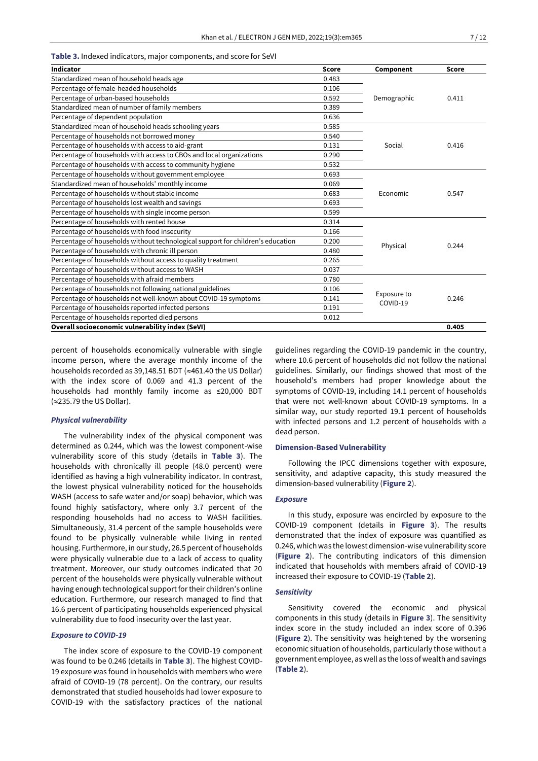**Table 3.** Indexed indicators, major components, and score for SeVI

| Indicator | Score | Component | Score |
|---|---|---|---|
| Standardized mean of household heads age | 0.483 | Demographic | 0.411 |
| Percentage of female-headed households | 0.106 | | |
| Percentage of urban-based households | 0.592 | | |
| Standardized mean of number of family members | 0.389 | | |
| Percentage of dependent population | 0.636 | | |
| Standardized mean of household heads schooling years | 0.585 | Social | 0.416 |
| Percentage of households not borrowed money | 0.540 | | |
| Percentage of households with access to aid-grant | 0.131 | | |
| Percentage of households with access to CBOs and local organizations | 0.290 | | |
| Percentage of households with access to community hygiene | 0.532 | | |
| Percentage of households without government employee | 0.693 | Economic | 0.547 |
| Standardized mean of households' monthly income | 0.069 | | |
| Percentage of households without stable income | 0.683 | | |
| Percentage of households lost wealth and savings | 0.693 | | |
| Percentage of households with single income person | 0.599 | | |
| Percentage of households with rented house | 0.314 | Physical | 0.244 |
| Percentage of households with food insecurity | 0.166 | | |
| Percentage of households without technological support for children's education | 0.200 | | |
| Percentage of households with chronic ill person | 0.480 | | |
| Percentage of households without access to quality treatment | 0.265 | | |
| Percentage of households without access to WASH | 0.037 | | |
| Percentage of households with afraid members | 0.780 | Exposure to COVID-19 | 0.246 |
| Percentage of households not following national guidelines | 0.106 | | |
| Percentage of households not well-known about COVID-19 symptoms | 0.141 | | |
| Percentage of households reported infected persons | 0.191 | | |
| Percentage of households reported died persons | 0.012 | | |
| **Overall socioeconomic vulnerability index (SeVI)** | | | **0.405** |

percent of households economically vulnerable with single income person, where the average monthly income of the households recorded as 39,148.51 BDT (≈461.40 the US Dollar) with the index score of 0.069 and 41.3 percent of the households had monthly family income as ≤20,000 BDT (≈235.79 the US Dollar).

### *Physical vulnerability*

The vulnerability index of the physical component was determined as 0.244, which was the lowest component-wise vulnerability score of this study (details in **Table 3**). The households with chronically ill people (48.0 percent) were identified as having a high vulnerability indicator. In contrast, the lowest physical vulnerability noticed for the households WASH (access to safe water and/or soap) behavior, which was found highly satisfactory, where only 3.7 percent of the responding households had no access to WASH facilities. Simultaneously, 31.4 percent of the sample households were found to be physically vulnerable while living in rented housing. Furthermore, in our study, 26.5 percent of households were physically vulnerable due to a lack of access to quality treatment. Moreover, our study outcomes indicated that 20 percent of the households were physically vulnerable without having enough technological support for their children's online education. Furthermore, our research managed to find that 16.6 percent of participating households experienced physical vulnerability due to food insecurity over the last year.

### *Exposure to COVID-19*

The index score of exposure to the COVID-19 component was found to be 0.246 (details in **Table 3**). The highest COVID-19 exposure was found in households with members who were afraid of COVID-19 (78 percent). On the contrary, our results demonstrated that studied households had lower exposure to COVID-19 with the satisfactory practices of the national guidelines regarding the COVID-19 pandemic in the country, where 10.6 percent of households did not follow the national guidelines. Similarly, our findings showed that most of the household's members had proper knowledge about the symptoms of COVID-19, including 14.1 percent of households that were not well-known about COVID-19 symptoms. In a similar way, our study reported 19.1 percent of households with infected persons and 1.2 percent of households with a dead person.

## Dimension-Based Vulnerability

Following the IPCC dimensions together with exposure, sensitivity, and adaptive capacity, this study measured the dimension-based vulnerability (**Figure 2**).

### *Exposure*

In this study, exposure was encircled by exposure to the COVID-19 component (details in **Figure 3**). The results demonstrated that the index of exposure was quantified as 0.246, which was the lowest dimension-wise vulnerability score (**Figure 2**). The contributing indicators of this dimension indicated that households with members afraid of COVID-19 increased their exposure to COVID-19 (**Table 2**).

### *Sensitivity*

Sensitivity covered the economic and physical components in this study (details in **Figure 3**). The sensitivity index score in the study included an index score of 0.396 (**Figure 2**). The sensitivity was heightened by the worsening economic situation of households, particularly those without a government employee, as well as the loss of wealth and savings (**Table 2**).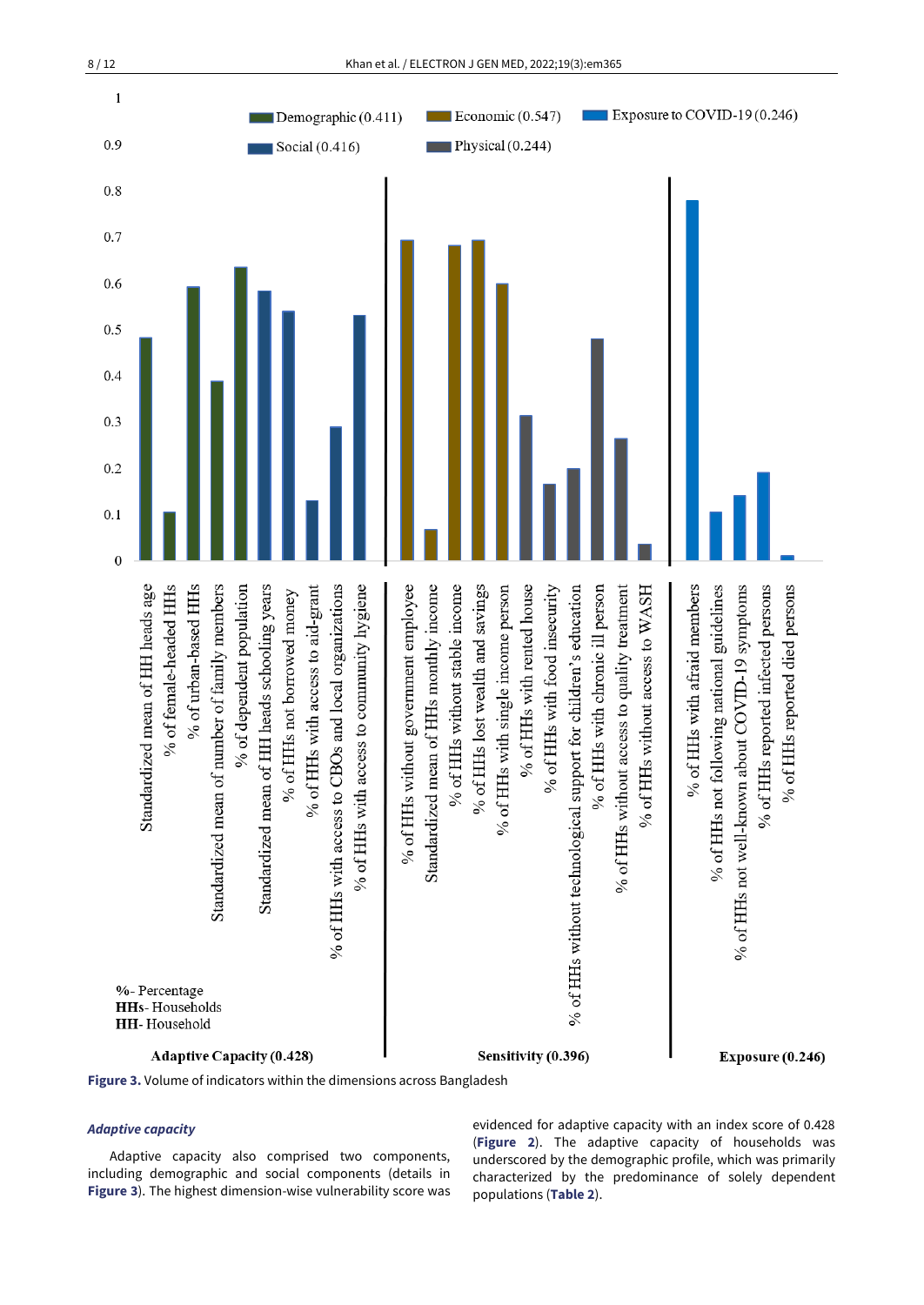Figure 3. Volume of indicators within the dimensions across Bangladesh

### *Adaptive capacity*

Adaptive capacity also comprised two components, including demographic and social components (details in **Figure 3**). The highest dimension-wise vulnerability score was evidenced for adaptive capacity with an index score of 0.428 (**Figure 2**). The adaptive capacity of households was underscored by the demographic profile, which was primarily characterized by the predominance of solely dependent populations (**Table 2**).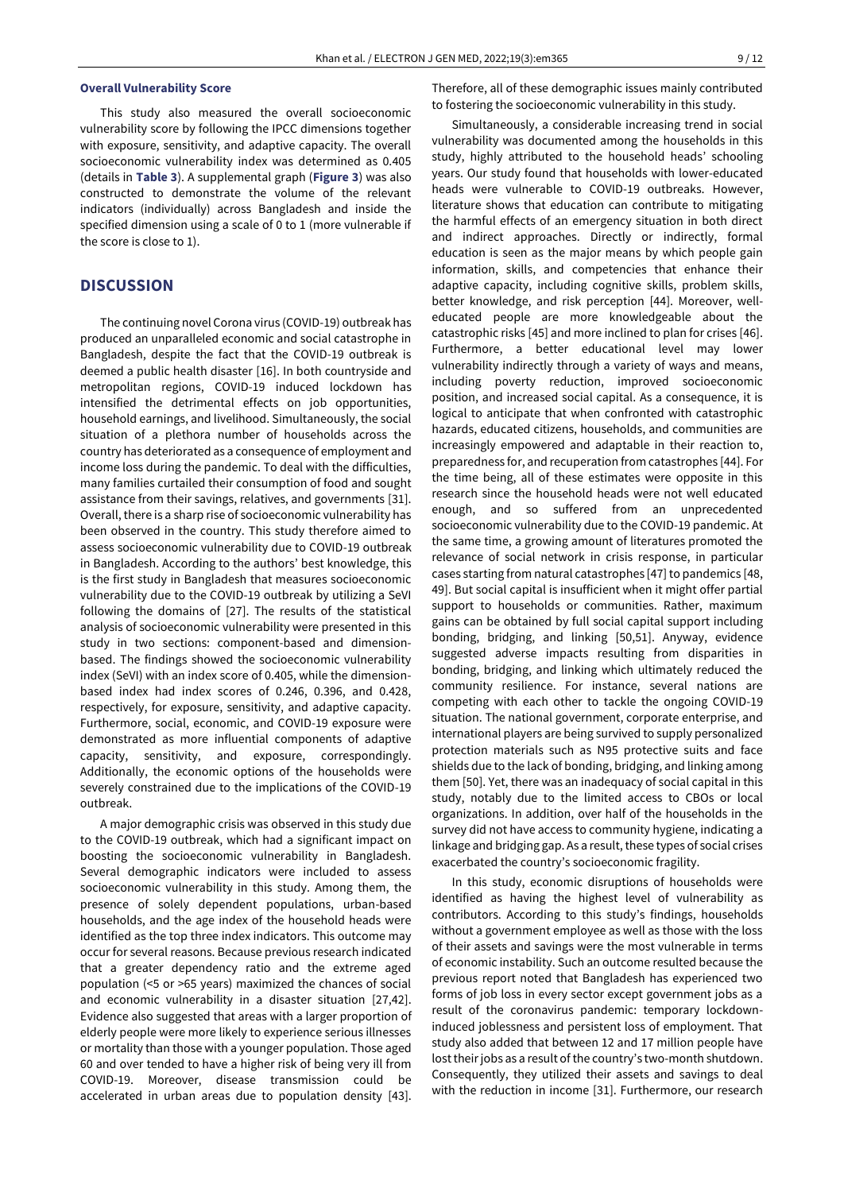#### Overall Vulnerability Score

This study also measured the overall socioeconomic vulnerability score by following the IPCC dimensions together with exposure, sensitivity, and adaptive capacity. The overall socioeconomic vulnerability index was determined as 0.405 (details in **Table 3**). A supplemental graph (**Figure 3**) was also constructed to demonstrate the volume of the relevant indicators (individually) across Bangladesh and inside the specified dimension using a scale of 0 to 1 (more vulnerable if the score is close to 1).

## DISCUSSION

The continuing novel Corona virus (COVID-19) outbreak has produced an unparalleled economic and social catastrophe in Bangladesh, despite the fact that the COVID-19 outbreak is deemed a public health disaster [16]. In both countryside and metropolitan regions, COVID-19 induced lockdown has intensified the detrimental effects on job opportunities, household earnings, and livelihood. Simultaneously, the social situation of a plethora number of households across the country has deteriorated as a consequence of employment and income loss during the pandemic. To deal with the difficulties, many families curtailed their consumption of food and sought assistance from their savings, relatives, and governments [31]. Overall, there is a sharp rise of socioeconomic vulnerability has been observed in the country. This study therefore aimed to assess socioeconomic vulnerability due to COVID-19 outbreak in Bangladesh. According to the authors' best knowledge, this is the first study in Bangladesh that measures socioeconomic vulnerability due to the COVID-19 outbreak by utilizing a SeVI following the domains of [27]. The results of the statistical analysis of socioeconomic vulnerability were presented in this study in two sections: component-based and dimension-based. The findings showed the socioeconomic vulnerability index (SeVI) with an index score of 0.405, while the dimension-based index had index scores of 0.246, 0.396, and 0.428, respectively, for exposure, sensitivity, and adaptive capacity. Furthermore, social, economic, and COVID-19 exposure were demonstrated as more influential components of adaptive capacity, sensitivity, and exposure, correspondingly. Additionally, the economic options of the households were severely constrained due to the implications of the COVID-19 outbreak.

A major demographic crisis was observed in this study due to the COVID-19 outbreak, which had a significant impact on boosting the socioeconomic vulnerability in Bangladesh. Several demographic indicators were included to assess socioeconomic vulnerability in this study. Among them, the presence of solely dependent populations, urban-based households, and the age index of the household heads were identified as the top three index indicators. This outcome may occur for several reasons. Because previous research indicated that a greater dependency ratio and the extreme aged population (<5 or >65 years) maximized the chances of social and economic vulnerability in a disaster situation [27,42]. Evidence also suggested that areas with a larger proportion of elderly people were more likely to experience serious illnesses or mortality than those with a younger population. Those aged 60 and over tended to have a higher risk of being very ill from COVID-19. Moreover, disease transmission could be accelerated in urban areas due to population density [43]. Therefore, all of these demographic issues mainly contributed to fostering the socioeconomic vulnerability in this study.

Simultaneously, a considerable increasing trend in social vulnerability was documented among the households in this study, highly attributed to the household heads' schooling years. Our study found that households with lower-educated heads were vulnerable to COVID-19 outbreaks. However, literature shows that education can contribute to mitigating the harmful effects of an emergency situation in both direct and indirect approaches. Directly or indirectly, formal education is seen as the major means by which people gain information, skills, and competencies that enhance their adaptive capacity, including cognitive skills, problem skills, better knowledge, and risk perception [44]. Moreover, well-educated people are more knowledgeable about the catastrophic risks [45] and more inclined to plan for crises [46]. Furthermore, a better educational level may lower vulnerability indirectly through a variety of ways and means, including poverty reduction, improved socioeconomic position, and increased social capital. As a consequence, it is logical to anticipate that when confronted with catastrophic hazards, educated citizens, households, and communities are increasingly empowered and adaptable in their reaction to, preparedness for, and recuperation from catastrophes [44]. For the time being, all of these estimates were opposite in this research since the household heads were not well educated enough, and so suffered from an unprecedented socioeconomic vulnerability due to the COVID-19 pandemic. At the same time, a growing amount of literatures promoted the relevance of social network in crisis response, in particular cases starting from natural catastrophes [47] to pandemics [48, 49]. But social capital is insufficient when it might offer partial support to households or communities. Rather, maximum gains can be obtained by full social capital support including bonding, bridging, and linking [50,51]. Anyway, evidence suggested adverse impacts resulting from disparities in bonding, bridging, and linking which ultimately reduced the community resilience. For instance, several nations are competing with each other to tackle the ongoing COVID-19 situation. The national government, corporate enterprise, and international players are being survived to supply personalized protection materials such as N95 protective suits and face shields due to the lack of bonding, bridging, and linking among them [50]. Yet, there was an inadequacy of social capital in this study, notably due to the limited access to CBOs or local organizations. In addition, over half of the households in the survey did not have access to community hygiene, indicating a linkage and bridging gap. As a result, these types of social crises exacerbated the country's socioeconomic fragility.

In this study, economic disruptions of households were identified as having the highest level of vulnerability as contributors. According to this study's findings, households without a government employee as well as those with the loss of their assets and savings were the most vulnerable in terms of economic instability. Such an outcome resulted because the previous report noted that Bangladesh has experienced two forms of job loss in every sector except government jobs as a result of the coronavirus pandemic: temporary lockdown-induced joblessness and persistent loss of employment. That study also added that between 12 and 17 million people have lost their jobs as a result of the country's two-month shutdown. Consequently, they utilized their assets and savings to deal with the reduction in income [31]. Furthermore, our research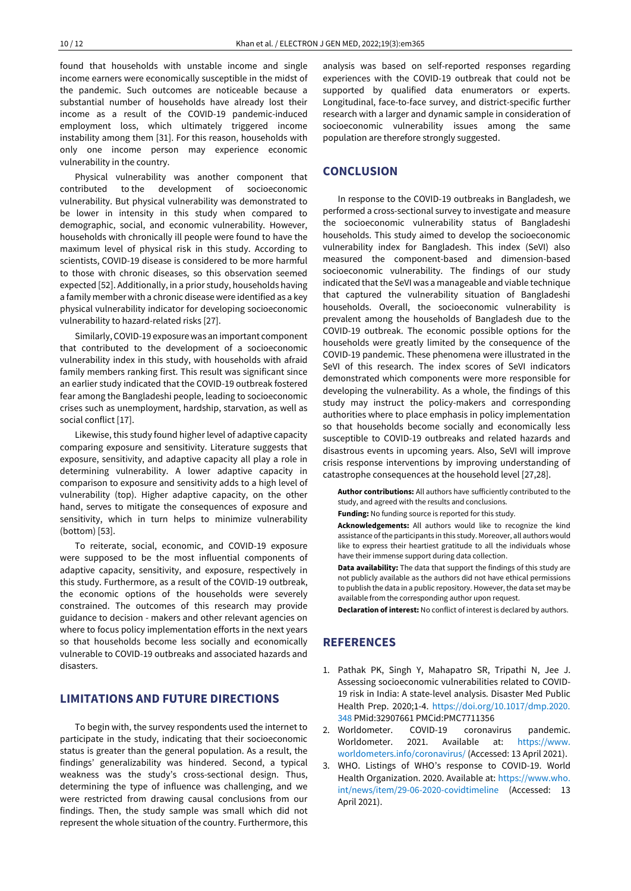found that households with unstable income and single income earners were economically susceptible in the midst of the pandemic. Such outcomes are noticeable because a substantial number of households have already lost their income as a result of the COVID-19 pandemic-induced employment loss, which ultimately triggered income instability among them [31]. For this reason, households with only one income person may experience economic vulnerability in the country.

Physical vulnerability was another component that contributed to the development of socioeconomic vulnerability. But physical vulnerability was demonstrated to be lower in intensity in this study when compared to demographic, social, and economic vulnerability. However, households with chronically ill people were found to have the maximum level of physical risk in this study. According to scientists, COVID-19 disease is considered to be more harmful to those with chronic diseases, so this observation seemed expected [52]. Additionally, in a prior study, households having a family member with a chronic disease were identified as a key physical vulnerability indicator for developing socioeconomic vulnerability to hazard-related risks [27].

Similarly, COVID-19 exposure was an important component that contributed to the development of a socioeconomic vulnerability index in this study, with households with afraid family members ranking first. This result was significant since an earlier study indicated that the COVID-19 outbreak fostered fear among the Bangladeshi people, leading to socioeconomic crises such as unemployment, hardship, starvation, as well as social conflict [17].

Likewise, this study found higher level of adaptive capacity comparing exposure and sensitivity. Literature suggests that exposure, sensitivity, and adaptive capacity all play a role in determining vulnerability. A lower adaptive capacity in comparison to exposure and sensitivity adds to a high level of vulnerability (top). Higher adaptive capacity, on the other hand, serves to mitigate the consequences of exposure and sensitivity, which in turn helps to minimize vulnerability (bottom) [53].

To reiterate, social, economic, and COVID-19 exposure were supposed to be the most influential components of adaptive capacity, sensitivity, and exposure, respectively in this study. Furthermore, as a result of the COVID-19 outbreak, the economic options of the households were severely constrained. The outcomes of this research may provide guidance to decision - makers and other relevant agencies on where to focus policy implementation efforts in the next years so that households become less socially and economically vulnerable to COVID-19 outbreaks and associated hazards and disasters.

## LIMITATIONS AND FUTURE DIRECTIONS

To begin with, the survey respondents used the internet to participate in the study, indicating that their socioeconomic status is greater than the general population. As a result, the findings' generalizability was hindered. Second, a typical weakness was the study's cross-sectional design. Thus, determining the type of influence was challenging, and we were restricted from drawing causal conclusions from our findings. Then, the study sample was small which did not represent the whole situation of the country. Furthermore, this analysis was based on self-reported responses regarding experiences with the COVID-19 outbreak that could not be supported by qualified data enumerators or experts. Longitudinal, face-to-face survey, and district-specific further research with a larger and dynamic sample in consideration of socioeconomic vulnerability issues among the same population are therefore strongly suggested.

## CONCLUSION

In response to the COVID-19 outbreaks in Bangladesh, we performed a cross-sectional survey to investigate and measure the socioeconomic vulnerability status of Bangladeshi households. This study aimed to develop the socioeconomic vulnerability index for Bangladesh. This index (SeVI) also measured the component-based and dimension-based socioeconomic vulnerability. The findings of our study indicated that the SeVI was a manageable and viable technique that captured the vulnerability situation of Bangladeshi households. Overall, the socioeconomic vulnerability is prevalent among the households of Bangladesh due to the COVID-19 outbreak. The economic possible options for the households were greatly limited by the consequence of the COVID-19 pandemic. These phenomena were illustrated in the SeVI of this research. The index scores of SeVI indicators demonstrated which components were more responsible for developing the vulnerability. As a whole, the findings of this study may instruct the policy-makers and corresponding authorities where to place emphasis in policy implementation so that households become socially and economically less susceptible to COVID-19 outbreaks and related hazards and disastrous events in upcoming years. Also, SeVI will improve crisis response interventions by improving understanding of catastrophe consequences at the household level [27,28].

**Author contributions:** All authors have sufficiently contributed to the study, and agreed with the results and conclusions.

**Funding:** No funding source is reported for this study.

**Acknowledgements:** All authors would like to recognize the kind assistance of the participants in this study. Moreover, all authors would like to express their heartiest gratitude to all the individuals whose have their immense support during data collection.

**Data availability:** The data that support the findings of this study are not publicly available as the authors did not have ethical permissions to publish the data in a public repository. However, the data set may be available from the corresponding author upon request.

**Declaration of interest:** No conflict of interest is declared by authors.

## REFERENCES

1. Pathak PK, Singh Y, Mahapatro SR, Tripathi N, Jee J. Assessing socioeconomic vulnerabilities related to COVID-19 risk in India: A state-level analysis. Disaster Med Public Health Prep. 2020;1-4. https://doi.org/10.1017/dmp.2020.348 PMid:32907661 PMCid:PMC7711356
2. Worldometer. COVID-19 coronavirus pandemic. Worldometer. 2021. Available at: https://www.worldometers.info/coronavirus/ (Accessed: 13 April 2021).
3. WHO. Listings of WHO's response to COVID-19. World Health Organization. 2020. Available at: https://www.who.int/news/item/29-06-2020-covidtimeline (Accessed: 13 April 2021).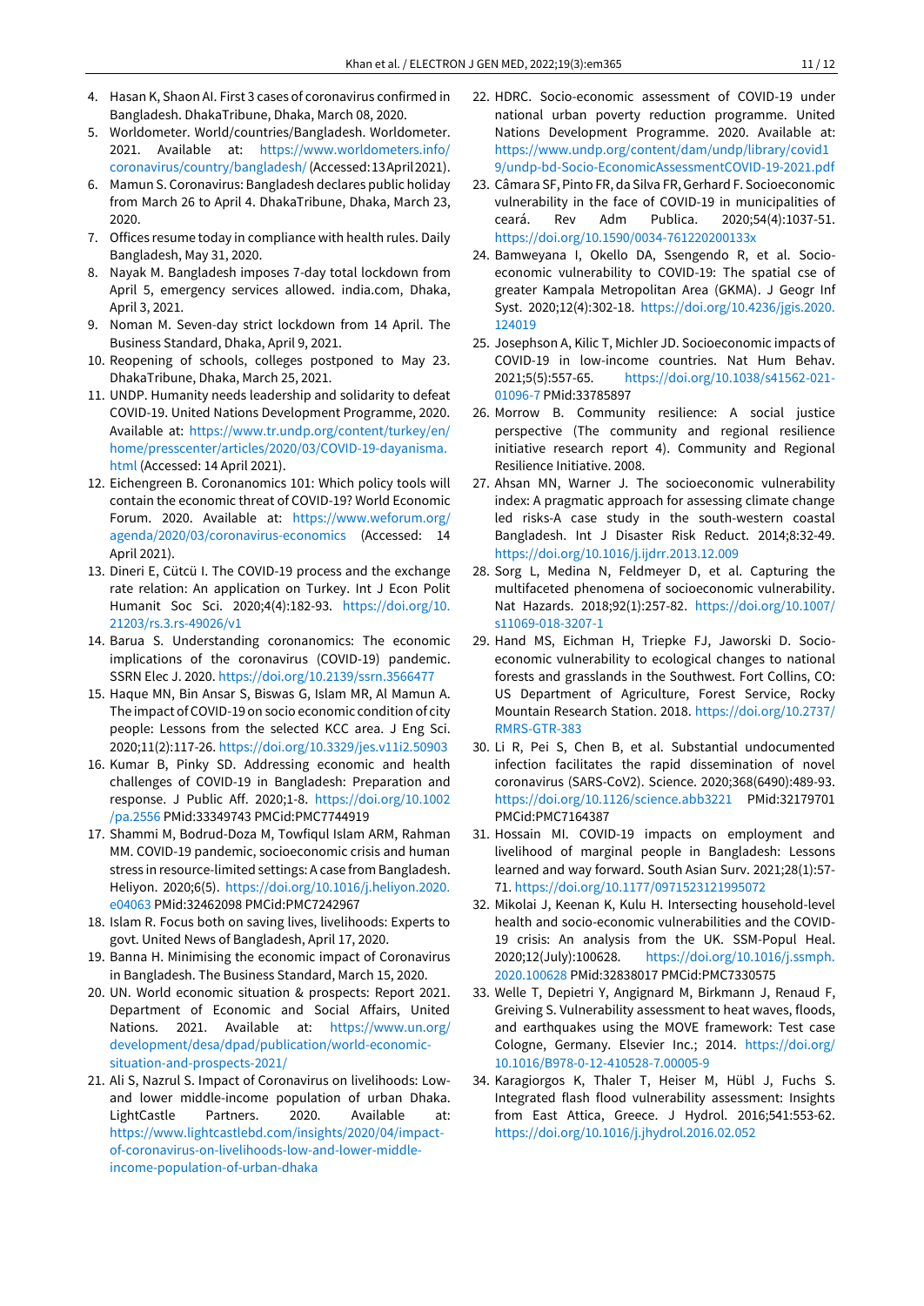4. Hasan K, Shaon AI. First 3 cases of coronavirus confirmed in Bangladesh. DhakaTribune, Dhaka, March 08, 2020.
5. Worldometer. World/countries/Bangladesh. Worldometer. 2021. Available at: https://www.worldometers.info/coronavirus/country/bangladesh/ (Accessed: 13 April 2021).
6. Mamun S. Coronavirus: Bangladesh declares public holiday from March 26 to April 4. DhakaTribune, Dhaka, March 23, 2020.
7. Offices resume today in compliance with health rules. Daily Bangladesh, May 31, 2020.
8. Nayak M. Bangladesh imposes 7-day total lockdown from April 5, emergency services allowed. india.com, Dhaka, April 3, 2021.
9. Noman M. Seven-day strict lockdown from 14 April. The Business Standard, Dhaka, April 9, 2021.
10. Reopening of schools, colleges postponed to May 23. DhakaTribune, Dhaka, March 25, 2021.
11. UNDP. Humanity needs leadership and solidarity to defeat COVID-19. United Nations Development Programme, 2020. Available at: https://www.tr.undp.org/content/turkey/en/home/presscenter/articles/2020/03/COVID-19-dayanisma.html (Accessed: 14 April 2021).
12. Eichengreen B. Coronanomics 101: Which policy tools will contain the economic threat of COVID-19? World Economic Forum. 2020. Available at: https://www.weforum.org/agenda/2020/03/coronavirus-economics (Accessed: 14 April 2021).
13. Dineri E, Cütcü I. The COVID-19 process and the exchange rate relation: An application on Turkey. Int J Econ Polit Humanit Soc Sci. 2020;4(4):182-93. https://doi.org/10.21203/rs.3.rs-49026/v1
14. Barua S. Understanding coronanomics: The economic implications of the coronavirus (COVID-19) pandemic. SSRN Elec J. 2020. https://doi.org/10.2139/ssrn.3566477
15. Haque MN, Bin Ansar S, Biswas G, Islam MR, Al Mamun A. The impact of COVID-19 on socio economic condition of city people: Lessons from the selected KCC area. J Eng Sci. 2020;11(2):117-26. https://doi.org/10.3329/jes.v11i2.50903
16. Kumar B, Pinky SD. Addressing economic and health challenges of COVID-19 in Bangladesh: Preparation and response. J Public Aff. 2020;1-8. https://doi.org/10.1002/pa.2556 PMid:33349743 PMCid:PMC7744919
17. Shammi M, Bodrud-Doza M, Towfiqul Islam ARM, Rahman MM. COVID-19 pandemic, socioeconomic crisis and human stress in resource-limited settings: A case from Bangladesh. Heliyon. 2020;6(5). https://doi.org/10.1016/j.heliyon.2020.e04063 PMid:32462098 PMCid:PMC7242967
18. Islam R. Focus both on saving lives, livelihoods: Experts to govt. United News of Bangladesh, April 17, 2020.
19. Banna H. Minimising the economic impact of Coronavirus in Bangladesh. The Business Standard, March 15, 2020.
20. UN. World economic situation & prospects: Report 2021. Department of Economic and Social Affairs, United Nations. 2021. Available at: https://www.un.org/development/desa/dpad/publication/world-economic-situation-and-prospects-2021/
21. Ali S, Nazrul S. Impact of Coronavirus on livelihoods: Low- and lower middle-income population of urban Dhaka. LightCastle Partners. 2020. Available at: https://www.lightcastlebd.com/insights/2020/04/impact-of-coronavirus-on-livelihoods-low-and-lower-middle-income-population-of-urban-dhaka
22. HDRC. Socio-economic assessment of COVID-19 under national urban poverty reduction programme. United Nations Development Programme. 2020. Available at: https://www.undp.org/content/dam/undp/library/covid19/undp-bd-Socio-EconomicAssessmentCOVID-19-2021.pdf
23. Câmara SF, Pinto FR, da Silva FR, Gerhard F. Socioeconomic vulnerability in the face of COVID-19 in municipalities of ceará. Rev Adm Publica. 2020;54(4):1037-51. https://doi.org/10.1590/0034-761220200133x
24. Bamweyana I, Okello DA, Ssengendo R, et al. Socio-economic vulnerability to COVID-19: The spatial cse of greater Kampala Metropolitan Area (GKMA). J Geogr Inf Syst. 2020;12(4):302-18. https://doi.org/10.4236/jgis.2020.124019
25. Josephson A, Kilic T, Michler JD. Socioeconomic impacts of COVID-19 in low-income countries. Nat Hum Behav. 2021;5(5):557-65. https://doi.org/10.1038/s41562-021-01096-7 PMid:33785897
26. Morrow B. Community resilience: A social justice perspective (The community and regional resilience initiative research report 4). Community and Regional Resilience Initiative. 2008.
27. Ahsan MN, Warner J. The socioeconomic vulnerability index: A pragmatic approach for assessing climate change led risks-A case study in the south-western coastal Bangladesh. Int J Disaster Risk Reduct. 2014;8:32-49. https://doi.org/10.1016/j.ijdrr.2013.12.009
28. Sorg L, Medina N, Feldmeyer D, et al. Capturing the multifaceted phenomena of socioeconomic vulnerability. Nat Hazards. 2018;92(1):257-82. https://doi.org/10.1007/s11069-018-3207-1
29. Hand MS, Eichman H, Triepke FJ, Jaworski D. Socio-economic vulnerability to ecological changes to national forests and grasslands in the Southwest. Fort Collins, CO: US Department of Agriculture, Forest Service, Rocky Mountain Research Station. 2018. https://doi.org/10.2737/RMRS-GTR-383
30. Li R, Pei S, Chen B, et al. Substantial undocumented infection facilitates the rapid dissemination of novel coronavirus (SARS-CoV2). Science. 2020;368(6490):489-93. https://doi.org/10.1126/science.abb3221 PMid:32179701 PMCid:PMC7164387
31. Hossain MI. COVID-19 impacts on employment and livelihood of marginal people in Bangladesh: Lessons learned and way forward. South Asian Surv. 2021;28(1):57-71. https://doi.org/10.1177/0971523121995072
32. Mikolai J, Keenan K, Kulu H. Intersecting household-level health and socio-economic vulnerabilities and the COVID-19 crisis: An analysis from the UK. SSM-Popul Heal. 2020;12(July):100628. https://doi.org/10.1016/j.ssmph.2020.100628 PMid:32838017 PMCid:PMC7330575
33. Welle T, Depietri Y, Angignard M, Birkmann J, Renaud F, Greiving S. Vulnerability assessment to heat waves, floods, and earthquakes using the MOVE framework: Test case Cologne, Germany. Elsevier Inc.; 2014. https://doi.org/10.1016/B978-0-12-410528-7.00005-9
34. Karagiorgos K, Thaler T, Heiser M, Hübl J, Fuchs S. Integrated flash flood vulnerability assessment: Insights from East Attica, Greece. J Hydrol. 2016;541:553-62. https://doi.org/10.1016/j.jhydrol.2016.02.052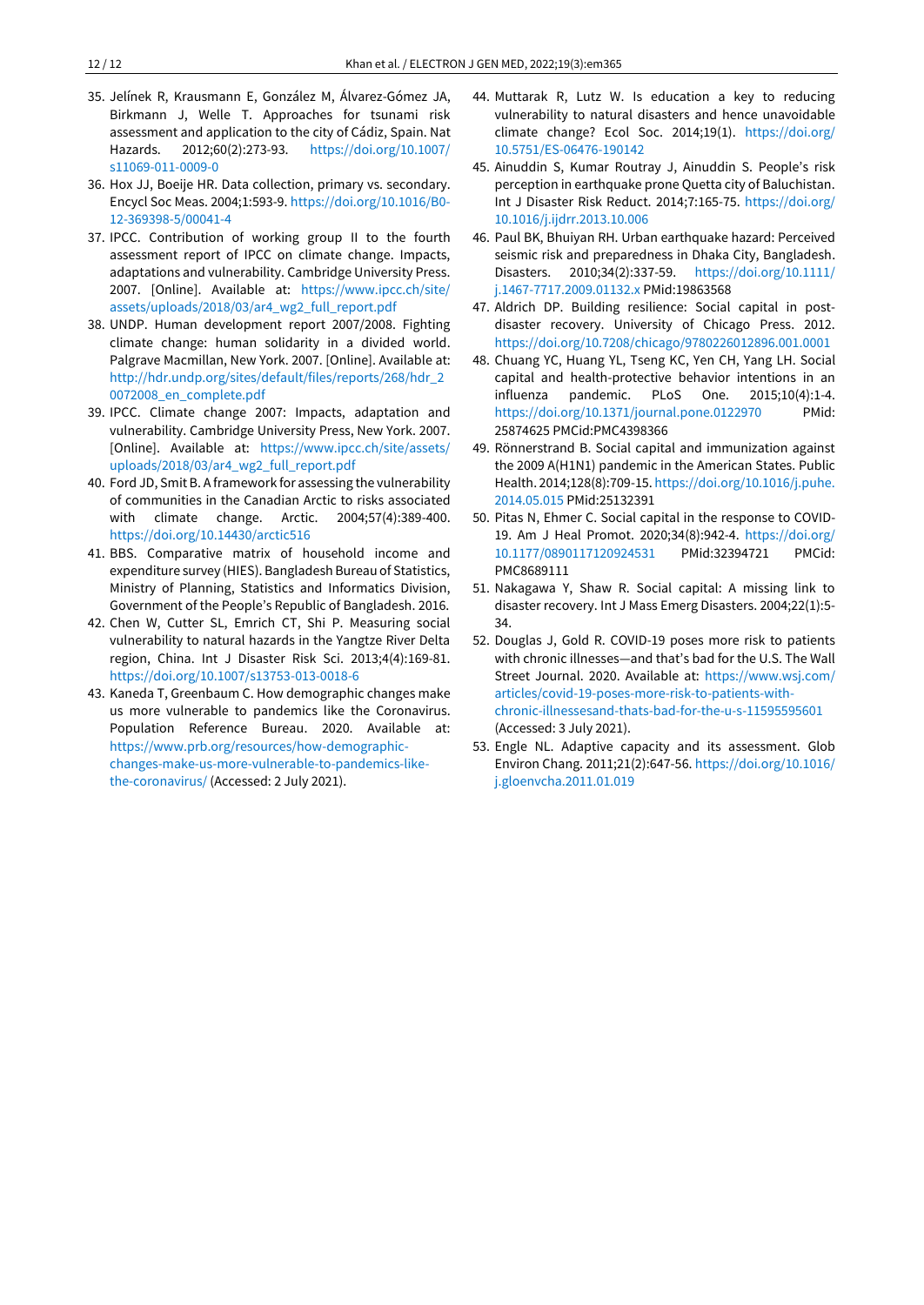35. Jelínek R, Krausmann E, González M, Álvarez-Gómez JA, Birkmann J, Welle T. Approaches for tsunami risk assessment and application to the city of Cádiz, Spain. Nat Hazards. 2012;60(2):273-93. https://doi.org/10.1007/s11069-011-0009-0
36. Hox JJ, Boeije HR. Data collection, primary vs. secondary. Encycl Soc Meas. 2004;1:593-9. https://doi.org/10.1016/B0-12-369398-5/00041-4
37. IPCC. Contribution of working group II to the fourth assessment report of IPCC on climate change. Impacts, adaptations and vulnerability. Cambridge University Press. 2007. [Online]. Available at: https://www.ipcc.ch/site/assets/uploads/2018/03/ar4_wg2_full_report.pdf
38. UNDP. Human development report 2007/2008. Fighting climate change: human solidarity in a divided world. Palgrave Macmillan, New York. 2007. [Online]. Available at: http://hdr.undp.org/sites/default/files/reports/268/hdr_20072008_en_complete.pdf
39. IPCC. Climate change 2007: Impacts, adaptation and vulnerability. Cambridge University Press, New York. 2007. [Online]. Available at: https://www.ipcc.ch/site/assets/uploads/2018/03/ar4_wg2_full_report.pdf
40. Ford JD, Smit B. A framework for assessing the vulnerability of communities in the Canadian Arctic to risks associated with climate change. Arctic. 2004;57(4):389-400. https://doi.org/10.14430/arctic516
41. BBS. Comparative matrix of household income and expenditure survey (HIES). Bangladesh Bureau of Statistics, Ministry of Planning, Statistics and Informatics Division, Government of the People's Republic of Bangladesh. 2016.
42. Chen W, Cutter SL, Emrich CT, Shi P. Measuring social vulnerability to natural hazards in the Yangtze River Delta region, China. Int J Disaster Risk Sci. 2013;4(4):169-81. https://doi.org/10.1007/s13753-013-0018-6
43. Kaneda T, Greenbaum C. How demographic changes make us more vulnerable to pandemics like the Coronavirus. Population Reference Bureau. 2020. Available at: https://www.prb.org/resources/how-demographic-changes-make-us-more-vulnerable-to-pandemics-like-the-coronavirus/ (Accessed: 2 July 2021).
44. Muttarak R, Lutz W. Is education a key to reducing vulnerability to natural disasters and hence unavoidable climate change? Ecol Soc. 2014;19(1). https://doi.org/10.5751/ES-06476-190142
45. Ainuddin S, Kumar Routray J, Ainuddin S. People's risk perception in earthquake prone Quetta city of Baluchistan. Int J Disaster Risk Reduct. 2014;7:165-75. https://doi.org/10.1016/j.ijdrr.2013.10.006
46. Paul BK, Bhuiyan RH. Urban earthquake hazard: Perceived seismic risk and preparedness in Dhaka City, Bangladesh. Disasters. 2010;34(2):337-59. https://doi.org/10.1111/j.1467-7717.2009.01132.x PMid:19863568
47. Aldrich DP. Building resilience: Social capital in post-disaster recovery. University of Chicago Press. 2012. https://doi.org/10.7208/chicago/9780226012896.001.0001
48. Chuang YC, Huang YL, Tseng KC, Yen CH, Yang LH. Social capital and health-protective behavior intentions in an influenza pandemic. PLoS One. 2015;10(4):1-4. https://doi.org/10.1371/journal.pone.0122970 PMid:25874625 PMCid:PMC4398366
49. Rönnerstrand B. Social capital and immunization against the 2009 A(H1N1) pandemic in the American States. Public Health. 2014;128(8):709-15. https://doi.org/10.1016/j.puhe.2014.05.015 PMid:25132391
50. Pitas N, Ehmer C. Social capital in the response to COVID-19. Am J Heal Promot. 2020;34(8):942-4. https://doi.org/10.1177/0890117120924531 PMid:32394721 PMCid:PMC8689111
51. Nakagawa Y, Shaw R. Social capital: A missing link to disaster recovery. Int J Mass Emerg Disasters. 2004;22(1):5-34.
52. Douglas J, Gold R. COVID-19 poses more risk to patients with chronic illnesses—and that's bad for the U.S. The Wall Street Journal. 2020. Available at: https://www.wsj.com/articles/covid-19-poses-more-risk-to-patients-with-chronic-illnessesand-thats-bad-for-the-u-s-11595595601 (Accessed: 3 July 2021).
53. Engle NL. Adaptive capacity and its assessment. Glob Environ Chang. 2011;21(2):647-56. https://doi.org/10.1016/j.gloenvcha.2011.01.019